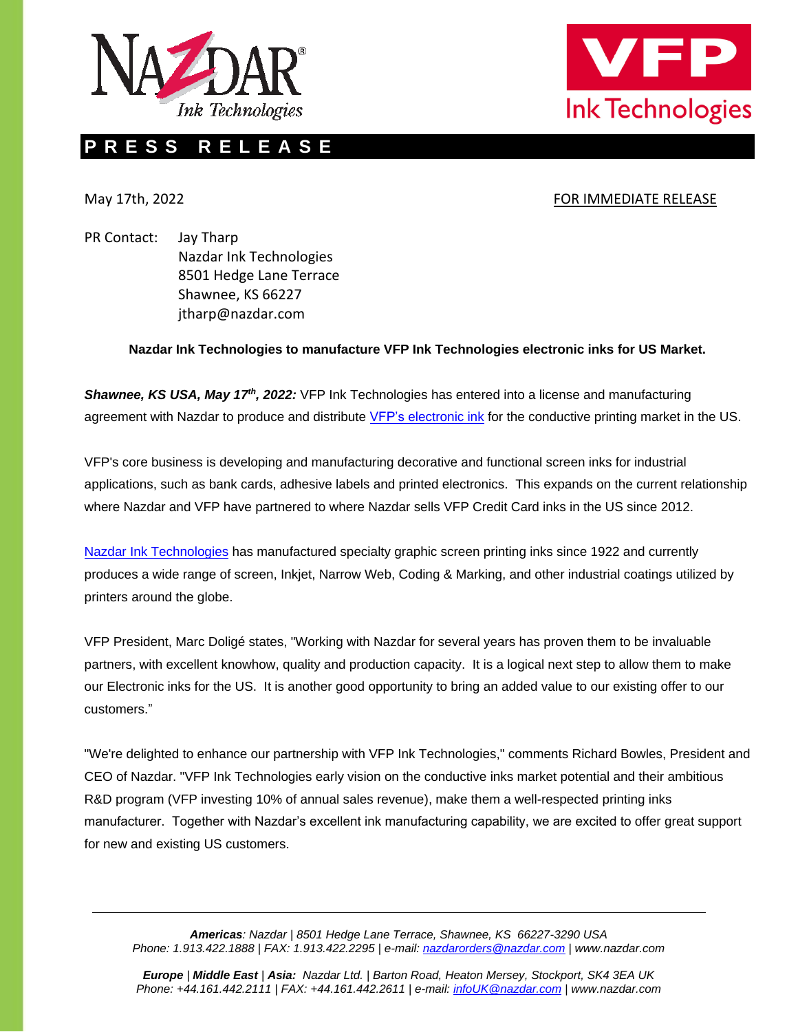# PRESS RELEASE

May 17th, 2022

FOR IMMEDIATE RELEASE

PR Contact: Jay Tharp
Nazdar Ink Technologies
8501 Hedge Lane Terrace
Shawnee, KS 66227
jtharp@nazdar.com

**Nazdar Ink Technologies to manufacture VFP Ink Technologies electronic inks for US Market.**

***Shawnee, KS USA, May 17th, 2022:*** VFP Ink Technologies has entered into a license and manufacturing agreement with Nazdar to produce and distribute VFP's electronic ink for the conductive printing market in the US.

VFP's core business is developing and manufacturing decorative and functional screen inks for industrial applications, such as bank cards, adhesive labels and printed electronics. This expands on the current relationship where Nazdar and VFP have partnered to where Nazdar sells VFP Credit Card inks in the US since 2012.

Nazdar Ink Technologies has manufactured specialty graphic screen printing inks since 1922 and currently produces a wide range of screen, Inkjet, Narrow Web, Coding & Marking, and other industrial coatings utilized by printers around the globe.

VFP President, Marc Doligé states, "Working with Nazdar for several years has proven them to be invaluable partners, with excellent knowhow, quality and production capacity. It is a logical next step to allow them to make our Electronic inks for the US. It is another good opportunity to bring an added value to our existing offer to our customers."

"We're delighted to enhance our partnership with VFP Ink Technologies," comments Richard Bowles, President and CEO of Nazdar. "VFP Ink Technologies early vision on the conductive inks market potential and their ambitious R&D program (VFP investing 10% of annual sales revenue), make them a well-respected printing inks manufacturer. Together with Nazdar's excellent ink manufacturing capability, we are excited to offer great support for new and existing US customers.

*__Americas__: Nazdar | 8501 Hedge Lane Terrace, Shawnee, KS 66227-3290 USA*
*Phone: 1.913.422.1888 | FAX: 1.913.422.2295 | e-mail: nazdarorders@nazdar.com | www.nazdar.com*

*__Europe__ | __Middle East__ | __Asia:__ Nazdar Ltd. | Barton Road, Heaton Mersey, Stockport, SK4 3EA UK*
*Phone: +44.161.442.2111 | FAX: +44.161.442.2611 | e-mail: infoUK@nazdar.com | www.nazdar.com*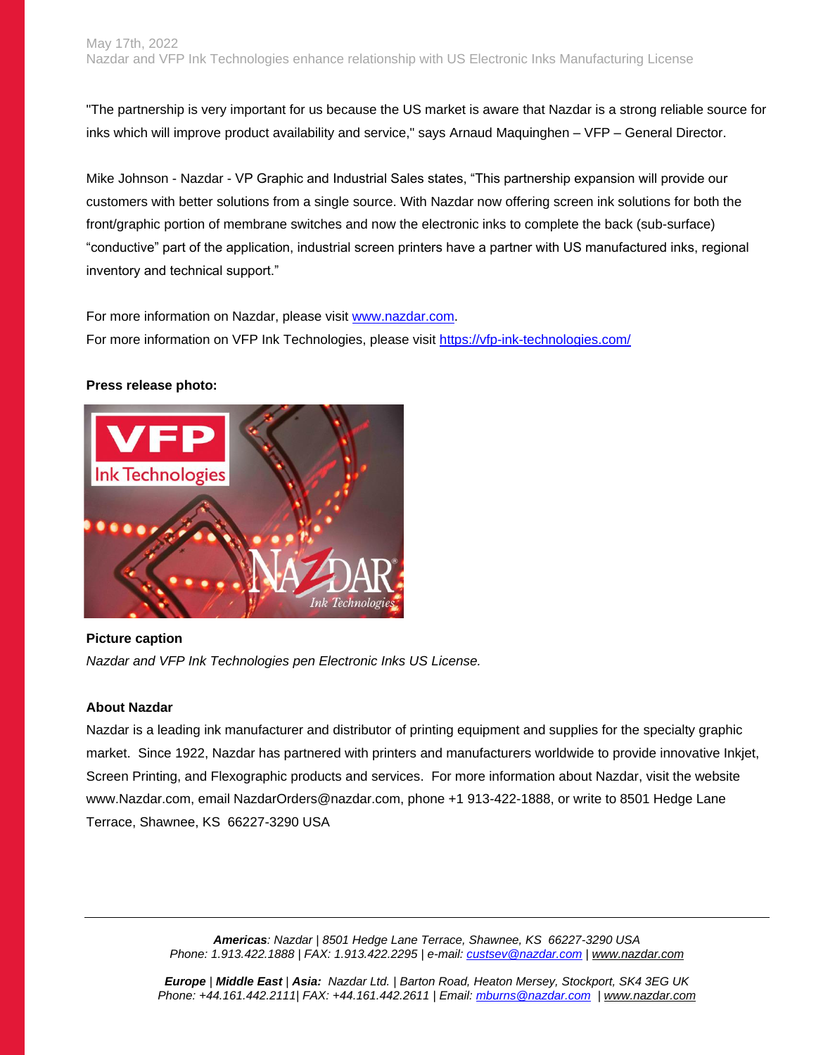"The partnership is very important for us because the US market is aware that Nazdar is a strong reliable source for inks which will improve product availability and service," says Arnaud Maquinghen – VFP – General Director.

Mike Johnson - Nazdar - VP Graphic and Industrial Sales states, "This partnership expansion will provide our customers with better solutions from a single source. With Nazdar now offering screen ink solutions for both the front/graphic portion of membrane switches and now the electronic inks to complete the back (sub-surface) "conductive" part of the application, industrial screen printers have a partner with US manufactured inks, regional inventory and technical support."

For more information on Nazdar, please visit www.nazdar.com.
For more information on VFP Ink Technologies, please visit https://vfp-ink-technologies.com/

**Press release photo:**

**Picture caption**

*Nazdar and VFP Ink Technologies pen Electronic Inks US License.*

**About Nazdar**

Nazdar is a leading ink manufacturer and distributor of printing equipment and supplies for the specialty graphic market. Since 1922, Nazdar has partnered with printers and manufacturers worldwide to provide innovative Inkjet, Screen Printing, and Flexographic products and services. For more information about Nazdar, visit the website www.Nazdar.com, email NazdarOrders@nazdar.com, phone +1 913-422-1888, or write to 8501 Hedge Lane Terrace, Shawnee, KS 66227-3290 USA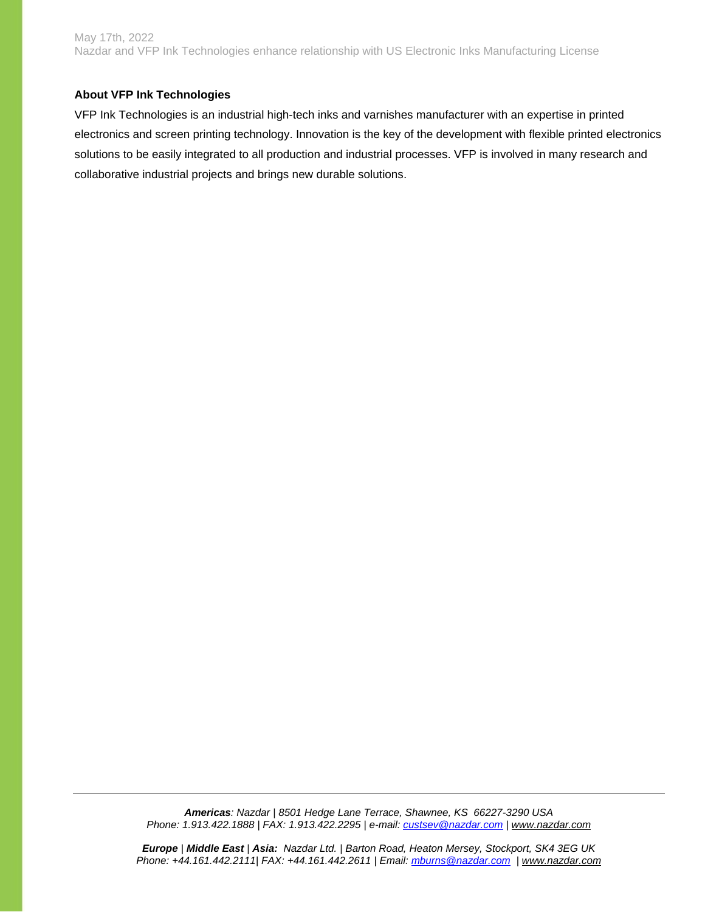**About VFP Ink Technologies**

VFP Ink Technologies is an industrial high-tech inks and varnishes manufacturer with an expertise in printed electronics and screen printing technology. Innovation is the key of the development with flexible printed electronics solutions to be easily integrated to all production and industrial processes. VFP is involved in many research and collaborative industrial projects and brings new durable solutions.